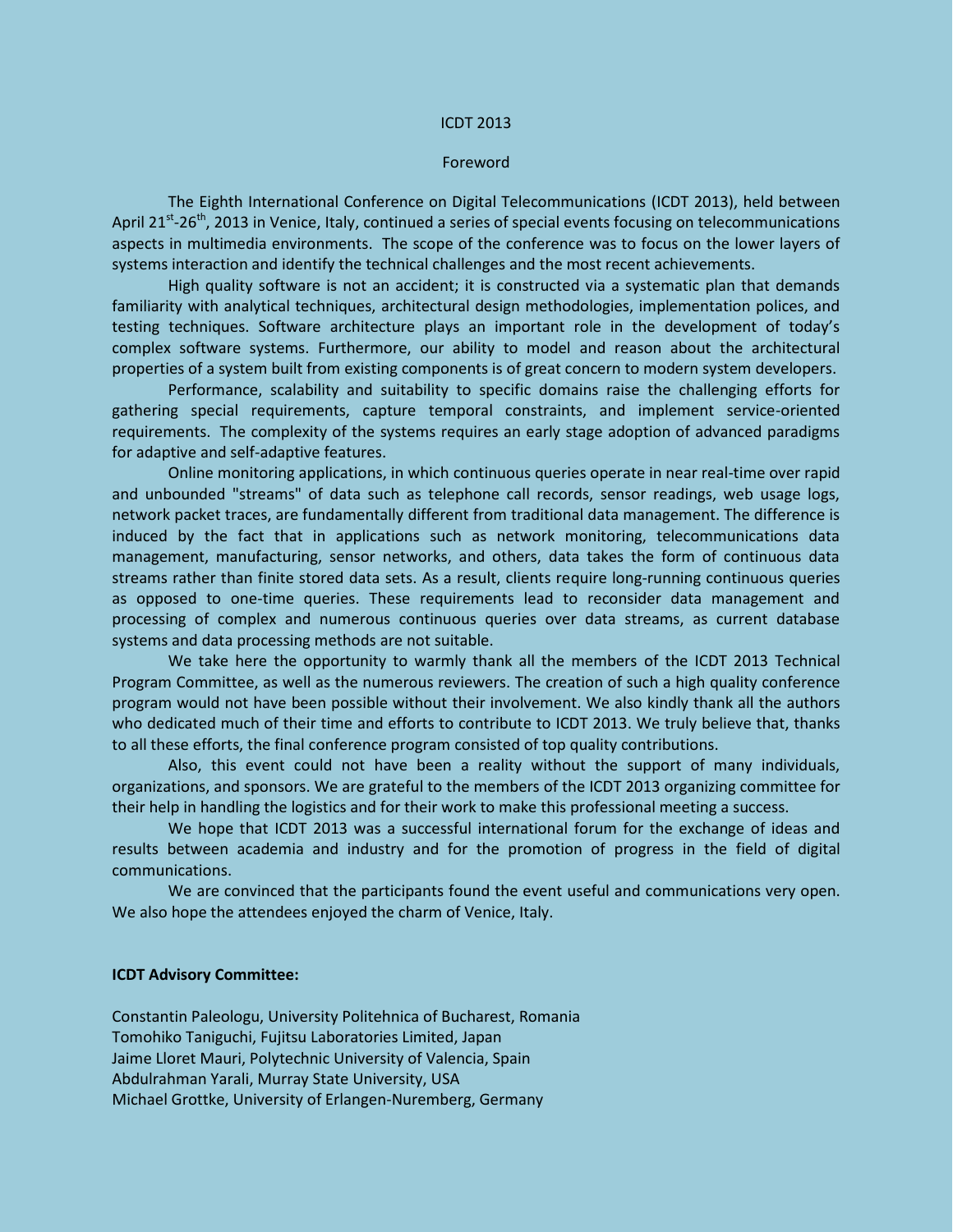# ICDT 2013

## Foreword

The Eighth International Conference on Digital Telecommunications (ICDT 2013), held between April 21st-26th, 2013 in Venice, Italy, continued a series of special events focusing on telecommunications aspects in multimedia environments. The scope of the conference was to focus on the lower layers of systems interaction and identify the technical challenges and the most recent achievements.

High quality software is not an accident; it is constructed via a systematic plan that demands familiarity with analytical techniques, architectural design methodologies, implementation polices, and testing techniques. Software architecture plays an important role in the development of today's complex software systems. Furthermore, our ability to model and reason about the architectural properties of a system built from existing components is of great concern to modern system developers.

Performance, scalability and suitability to specific domains raise the challenging efforts for gathering special requirements, capture temporal constraints, and implement service-oriented requirements. The complexity of the systems requires an early stage adoption of advanced paradigms for adaptive and self-adaptive features.

Online monitoring applications, in which continuous queries operate in near real-time over rapid and unbounded "streams" of data such as telephone call records, sensor readings, web usage logs, network packet traces, are fundamentally different from traditional data management. The difference is induced by the fact that in applications such as network monitoring, telecommunications data management, manufacturing, sensor networks, and others, data takes the form of continuous data streams rather than finite stored data sets. As a result, clients require long-running continuous queries as opposed to one-time queries. These requirements lead to reconsider data management and processing of complex and numerous continuous queries over data streams, as current database systems and data processing methods are not suitable.

We take here the opportunity to warmly thank all the members of the ICDT 2013 Technical Program Committee, as well as the numerous reviewers. The creation of such a high quality conference program would not have been possible without their involvement. We also kindly thank all the authors who dedicated much of their time and efforts to contribute to ICDT 2013. We truly believe that, thanks to all these efforts, the final conference program consisted of top quality contributions.

Also, this event could not have been a reality without the support of many individuals, organizations, and sponsors. We are grateful to the members of the ICDT 2013 organizing committee for their help in handling the logistics and for their work to make this professional meeting a success.

We hope that ICDT 2013 was a successful international forum for the exchange of ideas and results between academia and industry and for the promotion of progress in the field of digital communications.

We are convinced that the participants found the event useful and communications very open. We also hope the attendees enjoyed the charm of Venice, Italy.

**ICDT Advisory Committee:**

Constantin Paleologu, University Politehnica of Bucharest, Romania
Tomohiko Taniguchi, Fujitsu Laboratories Limited, Japan
Jaime Lloret Mauri, Polytechnic University of Valencia, Spain
Abdulrahman Yarali, Murray State University, USA
Michael Grottke, University of Erlangen-Nuremberg, Germany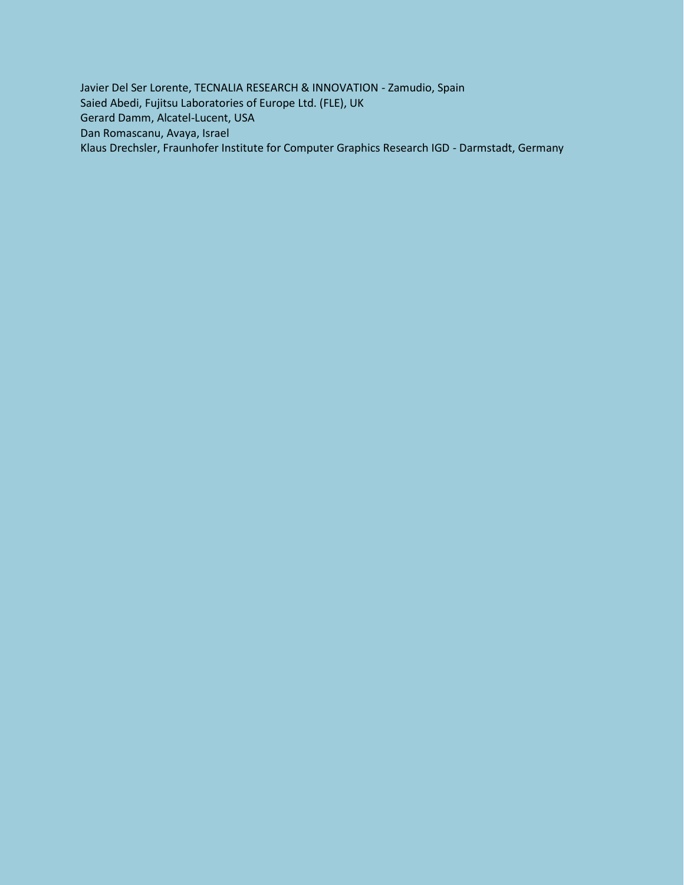Javier Del Ser Lorente, TECNALIA RESEARCH & INNOVATION - Zamudio, Spain
Saied Abedi, Fujitsu Laboratories of Europe Ltd. (FLE), UK
Gerard Damm, Alcatel-Lucent, USA
Dan Romascanu, Avaya, Israel
Klaus Drechsler, Fraunhofer Institute for Computer Graphics Research IGD - Darmstadt, Germany